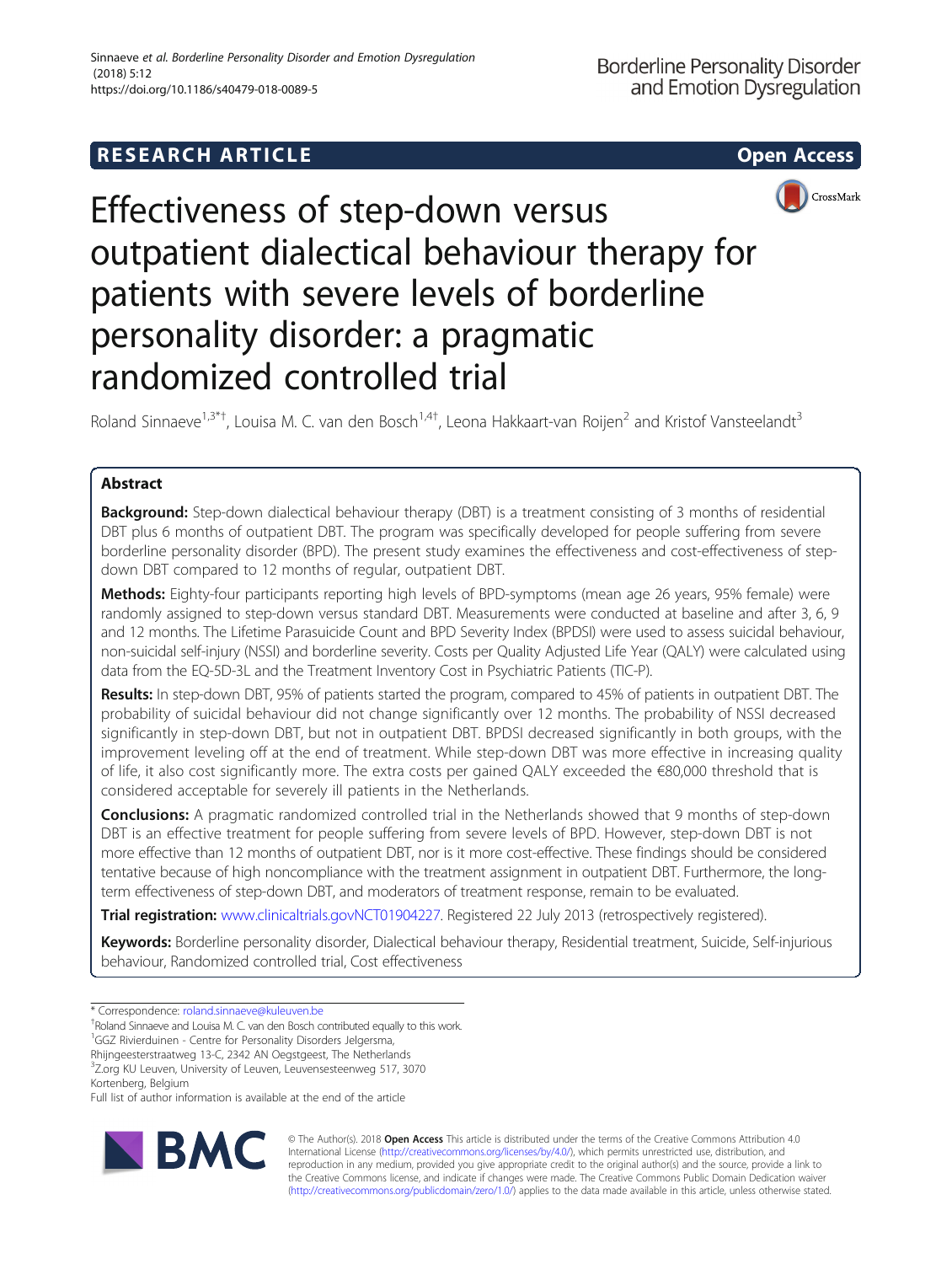**RESEARCH ARTICLE** **Open Access**

# Effectiveness of step-down versus outpatient dialectical behaviour therapy for patients with severe levels of borderline personality disorder: a pragmatic randomized controlled trial

Roland Sinnaeve[1,3*†], Louisa M. C. van den Bosch[1,4†], Leona Hakkaart-van Roijen[2] and Kristof Vansteelandt[3]

## Abstract

**Background:** Step-down dialectical behaviour therapy (DBT) is a treatment consisting of 3 months of residential DBT plus 6 months of outpatient DBT. The program was specifically developed for people suffering from severe borderline personality disorder (BPD). The present study examines the effectiveness and cost-effectiveness of step-down DBT compared to 12 months of regular, outpatient DBT.

**Methods:** Eighty-four participants reporting high levels of BPD-symptoms (mean age 26 years, 95% female) were randomly assigned to step-down versus standard DBT. Measurements were conducted at baseline and after 3, 6, 9 and 12 months. The Lifetime Parasuicide Count and BPD Severity Index (BPDSI) were used to assess suicidal behaviour, non-suicidal self-injury (NSSI) and borderline severity. Costs per Quality Adjusted Life Year (QALY) were calculated using data from the EQ-5D-3L and the Treatment Inventory Cost in Psychiatric Patients (TIC-P).

**Results:** In step-down DBT, 95% of patients started the program, compared to 45% of patients in outpatient DBT. The probability of suicidal behaviour did not change significantly over 12 months. The probability of NSSI decreased significantly in step-down DBT, but not in outpatient DBT. BPDSI decreased significantly in both groups, with the improvement leveling off at the end of treatment. While step-down DBT was more effective in increasing quality of life, it also cost significantly more. The extra costs per gained QALY exceeded the €80,000 threshold that is considered acceptable for severely ill patients in the Netherlands.

**Conclusions:** A pragmatic randomized controlled trial in the Netherlands showed that 9 months of step-down DBT is an effective treatment for people suffering from severe levels of BPD. However, step-down DBT is not more effective than 12 months of outpatient DBT, nor is it more cost-effective. These findings should be considered tentative because of high noncompliance with the treatment assignment in outpatient DBT. Furthermore, the long-term effectiveness of step-down DBT, and moderators of treatment response, remain to be evaluated.

**Trial registration:** www.clinicaltrials.govNCT01904227. Registered 22 July 2013 (retrospectively registered).

**Keywords:** Borderline personality disorder, Dialectical behaviour therapy, Residential treatment, Suicide, Self-injurious behaviour, Randomized controlled trial, Cost effectiveness

---

\* Correspondence: roland.sinnaeve@kuleuven.be

†Roland Sinnaeve and Louisa M. C. van den Bosch contributed equally to this work.

[1]GGZ Rivierduinen - Centre for Personality Disorders Jelgersma, Rhijngeesterstraatweg 13-C, 2342 AN Oegstgeest, The Netherlands

[3]Z.org KU Leuven, University of Leuven, Leuvensesteenweg 517, 3070 Kortenberg, Belgium

Full list of author information is available at the end of the article

© The Author(s). 2018 **Open Access** This article is distributed under the terms of the Creative Commons Attribution 4.0 International License (http://creativecommons.org/licenses/by/4.0/), which permits unrestricted use, distribution, and reproduction in any medium, provided you give appropriate credit to the original author(s) and the source, provide a link to the Creative Commons license, and indicate if changes were made. The Creative Commons Public Domain Dedication waiver (http://creativecommons.org/publicdomain/zero/1.0/) applies to the data made available in this article, unless otherwise stated.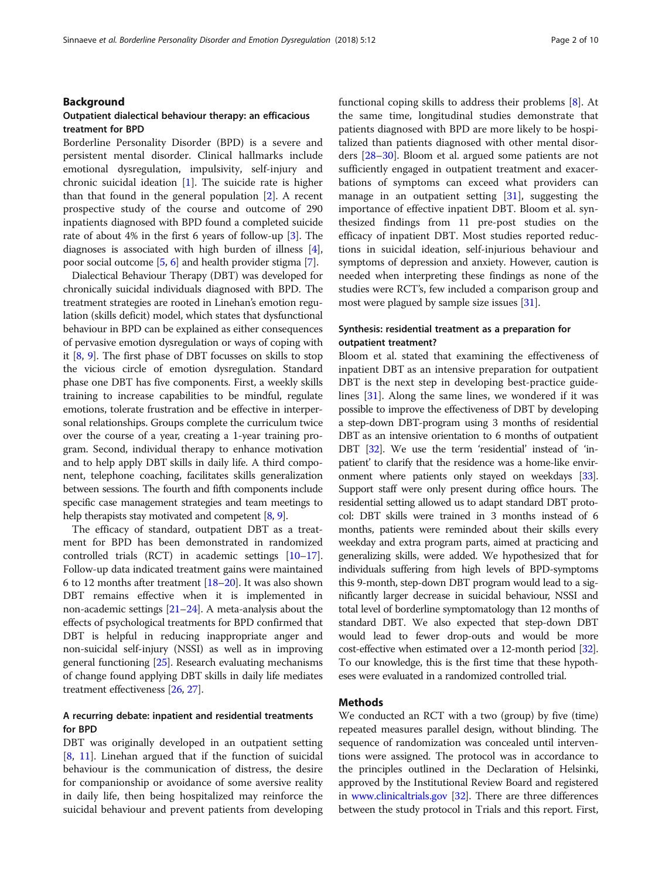## Background

### Outpatient dialectical behaviour therapy: an efficacious treatment for BPD

Borderline Personality Disorder (BPD) is a severe and persistent mental disorder. Clinical hallmarks include emotional dysregulation, impulsivity, self-injury and chronic suicidal ideation [1]. The suicide rate is higher than that found in the general population [2]. A recent prospective study of the course and outcome of 290 inpatients diagnosed with BPD found a completed suicide rate of about 4% in the first 6 years of follow-up [3]. The diagnoses is associated with high burden of illness [4], poor social outcome [5, 6] and health provider stigma [7].

Dialectical Behaviour Therapy (DBT) was developed for chronically suicidal individuals diagnosed with BPD. The treatment strategies are rooted in Linehan's emotion regulation (skills deficit) model, which states that dysfunctional behaviour in BPD can be explained as either consequences of pervasive emotion dysregulation or ways of coping with it [8, 9]. The first phase of DBT focusses on skills to stop the vicious circle of emotion dysregulation. Standard phase one DBT has five components. First, a weekly skills training to increase capabilities to be mindful, regulate emotions, tolerate frustration and be effective in interpersonal relationships. Groups complete the curriculum twice over the course of a year, creating a 1-year training program. Second, individual therapy to enhance motivation and to help apply DBT skills in daily life. A third component, telephone coaching, facilitates skills generalization between sessions. The fourth and fifth components include specific case management strategies and team meetings to help therapists stay motivated and competent [8, 9].

The efficacy of standard, outpatient DBT as a treatment for BPD has been demonstrated in randomized controlled trials (RCT) in academic settings [10–17]. Follow-up data indicated treatment gains were maintained 6 to 12 months after treatment [18–20]. It was also shown DBT remains effective when it is implemented in non-academic settings [21–24]. A meta-analysis about the effects of psychological treatments for BPD confirmed that DBT is helpful in reducing inappropriate anger and non-suicidal self-injury (NSSI) as well as in improving general functioning [25]. Research evaluating mechanisms of change found applying DBT skills in daily life mediates treatment effectiveness [26, 27].

### A recurring debate: inpatient and residential treatments for BPD

DBT was originally developed in an outpatient setting [8, 11]. Linehan argued that if the function of suicidal behaviour is the communication of distress, the desire for companionship or avoidance of some aversive reality in daily life, then being hospitalized may reinforce the suicidal behaviour and prevent patients from developing functional coping skills to address their problems [8]. At the same time, longitudinal studies demonstrate that patients diagnosed with BPD are more likely to be hospitalized than patients diagnosed with other mental disorders [28–30]. Bloom et al. argued some patients are not sufficiently engaged in outpatient treatment and exacerbations of symptoms can exceed what providers can manage in an outpatient setting [31], suggesting the importance of effective inpatient DBT. Bloom et al. synthesized findings from 11 pre-post studies on the efficacy of inpatient DBT. Most studies reported reductions in suicidal ideation, self-injurious behaviour and symptoms of depression and anxiety. However, caution is needed when interpreting these findings as none of the studies were RCT's, few included a comparison group and most were plagued by sample size issues [31].

### Synthesis: residential treatment as a preparation for outpatient treatment?

Bloom et al. stated that examining the effectiveness of inpatient DBT as an intensive preparation for outpatient DBT is the next step in developing best-practice guidelines [31]. Along the same lines, we wondered if it was possible to improve the effectiveness of DBT by developing a step-down DBT-program using 3 months of residential DBT as an intensive orientation to 6 months of outpatient DBT [32]. We use the term 'residential' instead of 'inpatient' to clarify that the residence was a home-like environment where patients only stayed on weekdays [33]. Support staff were only present during office hours. The residential setting allowed us to adapt standard DBT protocol: DBT skills were trained in 3 months instead of 6 months, patients were reminded about their skills every weekday and extra program parts, aimed at practicing and generalizing skills, were added. We hypothesized that for individuals suffering from high levels of BPD-symptoms this 9-month, step-down DBT program would lead to a significantly larger decrease in suicidal behaviour, NSSI and total level of borderline symptomatology than 12 months of standard DBT. We also expected that step-down DBT would lead to fewer drop-outs and would be more cost-effective when estimated over a 12-month period [32]. To our knowledge, this is the first time that these hypotheses were evaluated in a randomized controlled trial.

## Methods

We conducted an RCT with a two (group) by five (time) repeated measures parallel design, without blinding. The sequence of randomization was concealed until interventions were assigned. The protocol was in accordance to the principles outlined in the Declaration of Helsinki, approved by the Institutional Review Board and registered in www.clinicaltrials.gov [32]. There are three differences between the study protocol in Trials and this report. First,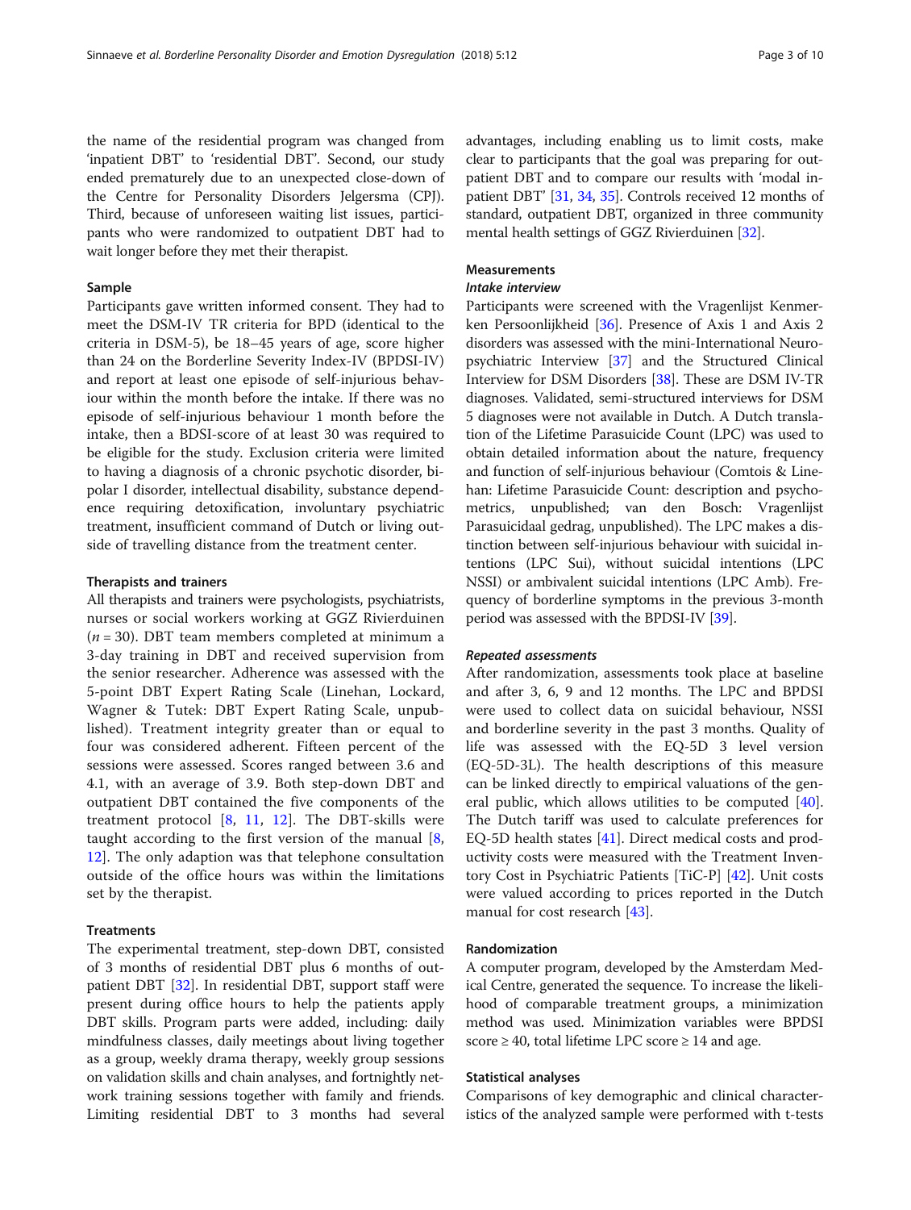the name of the residential program was changed from 'inpatient DBT' to 'residential DBT'. Second, our study ended prematurely due to an unexpected close-down of the Centre for Personality Disorders Jelgersma (CPJ). Third, because of unforeseen waiting list issues, participants who were randomized to outpatient DBT had to wait longer before they met their therapist.

### Sample

Participants gave written informed consent. They had to meet the DSM-IV TR criteria for BPD (identical to the criteria in DSM-5), be 18–45 years of age, score higher than 24 on the Borderline Severity Index-IV (BPDSI-IV) and report at least one episode of self-injurious behaviour within the month before the intake. If there was no episode of self-injurious behaviour 1 month before the intake, then a BDSI-score of at least 30 was required to be eligible for the study. Exclusion criteria were limited to having a diagnosis of a chronic psychotic disorder, bipolar I disorder, intellectual disability, substance dependence requiring detoxification, involuntary psychiatric treatment, insufficient command of Dutch or living outside of travelling distance from the treatment center.

### Therapists and trainers

All therapists and trainers were psychologists, psychiatrists, nurses or social workers working at GGZ Rivierduinen ($n = 30$). DBT team members completed at minimum a 3-day training in DBT and received supervision from the senior researcher. Adherence was assessed with the 5-point DBT Expert Rating Scale (Linehan, Lockard, Wagner & Tutek: DBT Expert Rating Scale, unpublished). Treatment integrity greater than or equal to four was considered adherent. Fifteen percent of the sessions were assessed. Scores ranged between 3.6 and 4.1, with an average of 3.9. Both step-down DBT and outpatient DBT contained the five components of the treatment protocol [8, 11, 12]. The DBT-skills were taught according to the first version of the manual [8, 12]. The only adaption was that telephone consultation outside of the office hours was within the limitations set by the therapist.

### Treatments

The experimental treatment, step-down DBT, consisted of 3 months of residential DBT plus 6 months of outpatient DBT [32]. In residential DBT, support staff were present during office hours to help the patients apply DBT skills. Program parts were added, including: daily mindfulness classes, daily meetings about living together as a group, weekly drama therapy, weekly group sessions on validation skills and chain analyses, and fortnightly network training sessions together with family and friends. Limiting residential DBT to 3 months had several advantages, including enabling us to limit costs, make clear to participants that the goal was preparing for outpatient DBT and to compare our results with 'modal inpatient DBT' [31, 34, 35]. Controls received 12 months of standard, outpatient DBT, organized in three community mental health settings of GGZ Rivierduinen [32].

### Measurements

#### *Intake interview*

Participants were screened with the Vragenlijst Kenmerken Persoonlijkheid [36]. Presence of Axis 1 and Axis 2 disorders was assessed with the mini-International Neuropsychiatric Interview [37] and the Structured Clinical Interview for DSM Disorders [38]. These are DSM IV-TR diagnoses. Validated, semi-structured interviews for DSM 5 diagnoses were not available in Dutch. A Dutch translation of the Lifetime Parasuicide Count (LPC) was used to obtain detailed information about the nature, frequency and function of self-injurious behaviour (Comtois & Linehan: Lifetime Parasuicide Count: description and psychometrics, unpublished; van den Bosch: Vragenlijst Parasuicidaal gedrag, unpublished). The LPC makes a distinction between self-injurious behaviour with suicidal intentions (LPC Sui), without suicidal intentions (LPC NSSI) or ambivalent suicidal intentions (LPC Amb). Frequency of borderline symptoms in the previous 3-month period was assessed with the BPDSI-IV [39].

#### *Repeated assessments*

After randomization, assessments took place at baseline and after 3, 6, 9 and 12 months. The LPC and BPDSI were used to collect data on suicidal behaviour, NSSI and borderline severity in the past 3 months. Quality of life was assessed with the EQ-5D 3 level version (EQ-5D-3L). The health descriptions of this measure can be linked directly to empirical valuations of the general public, which allows utilities to be computed [40]. The Dutch tariff was used to calculate preferences for EQ-5D health states [41]. Direct medical costs and productivity costs were measured with the Treatment Inventory Cost in Psychiatric Patients [TiC-P] [42]. Unit costs were valued according to prices reported in the Dutch manual for cost research [43].

### Randomization

A computer program, developed by the Amsterdam Medical Centre, generated the sequence. To increase the likelihood of comparable treatment groups, a minimization method was used. Minimization variables were BPDSI score ≥ 40, total lifetime LPC score ≥ 14 and age.

### Statistical analyses

Comparisons of key demographic and clinical characteristics of the analyzed sample were performed with t-tests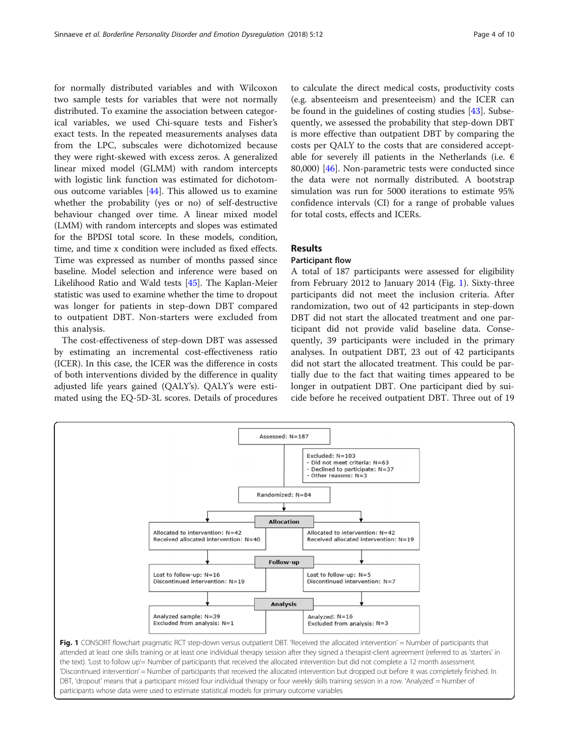for normally distributed variables and with Wilcoxon two sample tests for variables that were not normally distributed. To examine the association between categorical variables, we used Chi-square tests and Fisher's exact tests. In the repeated measurements analyses data from the LPC, subscales were dichotomized because they were right-skewed with excess zeros. A generalized linear mixed model (GLMM) with random intercepts with logistic link function was estimated for dichotomous outcome variables [44]. This allowed us to examine whether the probability (yes or no) of self-destructive behaviour changed over time. A linear mixed model (LMM) with random intercepts and slopes was estimated for the BPDSI total score. In these models, condition, time, and time x condition were included as fixed effects. Time was expressed as number of months passed since baseline. Model selection and inference were based on Likelihood Ratio and Wald tests [45]. The Kaplan-Meier statistic was used to examine whether the time to dropout was longer for patients in step-down DBT compared to outpatient DBT. Non-starters were excluded from this analysis.

The cost-effectiveness of step-down DBT was assessed by estimating an incremental cost-effectiveness ratio (ICER). In this case, the ICER was the difference in costs of both interventions divided by the difference in quality adjusted life years gained (QALY's). QALY's were estimated using the EQ-5D-3L scores. Details of procedures to calculate the direct medical costs, productivity costs (e.g. absenteeism and presenteeism) and the ICER can be found in the guidelines of costing studies [43]. Subsequently, we assessed the probability that step-down DBT is more effective than outpatient DBT by comparing the costs per QALY to the costs that are considered acceptable for severely ill patients in the Netherlands (i.e. € 80,000) [46]. Non-parametric tests were conducted since the data were not normally distributed. A bootstrap simulation was run for 5000 iterations to estimate 95% confidence intervals (CI) for a range of probable values for total costs, effects and ICERs.

## Results

### Participant flow

A total of 187 participants were assessed for eligibility from February 2012 to January 2014 (Fig. 1). Sixty-three participants did not meet the inclusion criteria. After randomization, two out of 42 participants in step-down DBT did not start the allocated treatment and one participant did not provide valid baseline data. Consequently, 39 participants were included in the primary analyses. In outpatient DBT, 23 out of 42 participants did not start the allocated treatment. This could be partially due to the fact that waiting times appeared to be longer in outpatient DBT. One participant died by suicide before he received outpatient DBT. Three out of 19

Assessed: N=187

Excluded: N=103
- Did not meet criteria: N=63
- Declined to participate: N=37
- Other reasons: N=3

Randomized: N=84

**Allocation**

| | |
|---|---|
| Allocated to intervention: N=42<br>Received allocated intervention: N=40 | Allocated to intervention: N=42<br>Received allocated intervention: N=19 |

**Follow-up**

| | |
|---|---|
| Lost to follow-up: N=16<br>Discontinued intervention: N=19 | Lost to follow-up: N=5<br>Discontinued intervention: N=7 |

**Analysis**

| | |
|---|---|
| Analyzed sample: N=39<br>Excluded from analysis: N=1 | Analyzed: N=16<br>Excluded from analysis: N=3 |

**Fig. 1** CONSORT flowchart pragmatic RCT step-down versus outpatient DBT. 'Received the allocated intervention' = Number of participants that attended at least one skills training or at least one individual therapy session after they signed a therapist-client agreement (referred to as 'starters' in the text). 'Lost to follow up'= Number of participants that received the allocated intervention but did not complete a 12 month assessment. 'Discontinued intervention' = Number of participants that received the allocated intervention but dropped out before it was completely finished. In DBT, 'dropout' means that a participant missed four individual therapy or four weekly skills training session in a row. 'Analyzed' = Number of participants whose data were used to estimate statistical models for primary outcome variables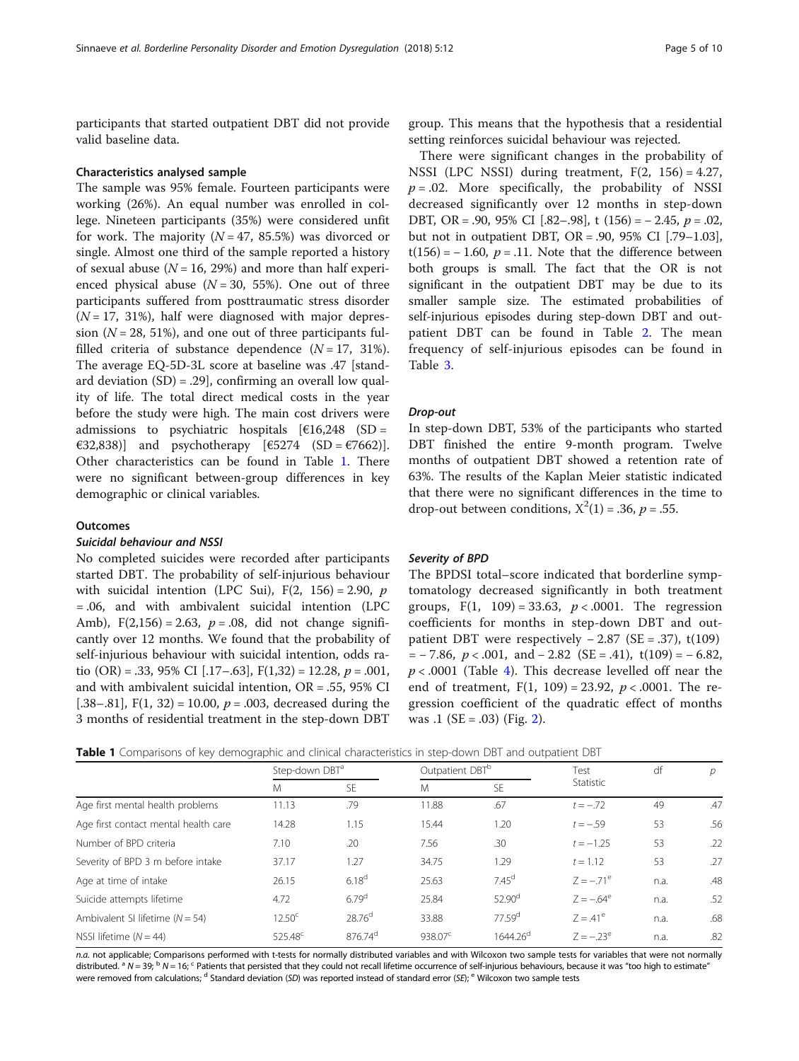participants that started outpatient DBT did not provide valid baseline data.

### Characteristics analysed sample

The sample was 95% female. Fourteen participants were working (26%). An equal number was enrolled in college. Nineteen participants (35%) were considered unfit for work. The majority ($N = 47$, 85.5%) was divorced or single. Almost one third of the sample reported a history of sexual abuse ($N = 16$, 29%) and more than half experienced physical abuse ($N = 30$, 55%). One out of three participants suffered from posttraumatic stress disorder ($N = 17$, 31%), half were diagnosed with major depression ($N = 28$, 51%), and one out of three participants fulfilled criteria of substance dependence ($N = 17$, 31%). The average EQ-5D-3L score at baseline was .47 [standard deviation (SD) = .29], confirming an overall low quality of life. The total direct medical costs in the year before the study were high. The main cost drivers were admissions to psychiatric hospitals [€16,248 (SD = €32,838)] and psychotherapy [€5274 (SD = €7662)]. Other characteristics can be found in Table 1. There were no significant between-group differences in key demographic or clinical variables.

### Outcomes

#### *Suicidal behaviour and NSSI*

No completed suicides were recorded after participants started DBT. The probability of self-injurious behaviour with suicidal intention (LPC Sui), $F(2, 156) = 2.90$, $p = .06$, and with ambivalent suicidal intention (LPC Amb), $F(2,156) = 2.63$, $p = .08$, did not change significantly over 12 months. We found that the probability of self-injurious behaviour with suicidal intention, odds ratio (OR) = .33, 95% CI [.17–.63], $F(1,32) = 12.28$, $p = .001$, and with ambivalent suicidal intention, OR = .55, 95% CI [.38–.81], $F(1, 32) = 10.00$, $p = .003$, decreased during the 3 months of residential treatment in the step-down DBT group. This means that the hypothesis that a residential setting reinforces suicidal behaviour was rejected.

There were significant changes in the probability of NSSI (LPC NSSI) during treatment, $F(2, 156) = 4.27$, $p = .02$. More specifically, the probability of NSSI decreased significantly over 12 months in step-down DBT, OR = .90, 95% CI [.82–.98], $t(156) = -2.45$, $p = .02$, but not in outpatient DBT, OR = .90, 95% CI [.79–1.03], $t(156) = -1.60$, $p = .11$. Note that the difference between both groups is small. The fact that the OR is not significant in the outpatient DBT may be due to its smaller sample size. The estimated probabilities of self-injurious episodes during step-down DBT and outpatient DBT can be found in Table 2. The mean frequency of self-injurious episodes can be found in Table 3.

#### *Drop-out*

In step-down DBT, 53% of the participants who started DBT finished the entire 9-month program. Twelve months of outpatient DBT showed a retention rate of 63%. The results of the Kaplan Meier statistic indicated that there were no significant differences in the time to drop-out between conditions, $X^2(1) = .36$, $p = .55$.

#### *Severity of BPD*

The BPDSI total–score indicated that borderline symptomatology decreased significantly in both treatment groups, $F(1, 109) = 33.63$, $p < .0001$. The regression coefficients for months in step-down DBT and outpatient DBT were respectively $-2.87$ (SE = .37), $t(109) = -7.86$, $p < .001$, and $-2.82$ (SE = .41), $t(109) = -6.82$, $p < .0001$ (Table 4). This decrease levelled off near the end of treatment, $F(1, 109) = 23.92$, $p < .0001$. The regression coefficient of the quadratic effect of months was .1 (SE = .03) (Fig. 2).

**Table 1** Comparisons of key demographic and clinical characteristics in step-down DBT and outpatient DBT

| | Step-down DBT[a] | | Outpatient DBT[b] | | Test Statistic | df | p |
|---|---|---|---|---|---|---|---|
| | M | SE | M | SE | | | |
| Age first mental health problems | 11.13 | .79 | 11.88 | .67 | t = −.72 | 49 | .47 |
| Age first contact mental health care | 14.28 | 1.15 | 15.44 | 1.20 | t = −.59 | 53 | .56 |
| Number of BPD criteria | 7.10 | .20 | 7.56 | .30 | t = −1.25 | 53 | .22 |
| Severity of BPD 3 m before intake | 37.17 | 1.27 | 34.75 | 1.29 | t = 1.12 | 53 | .27 |
| Age at time of intake | 26.15 | 6.18[d] | 25.63 | 7.45[d] | Z = −.71[e] | n.a. | .48 |
| Suicide attempts lifetime | 4.72 | 6.79[d] | 25.84 | 52.90[d] | Z = −.64[e] | n.a. | .52 |
| Ambivalent SI lifetime (N = 54) | 12.50[c] | 28.76[d] | 33.88 | 77.59[d] | Z = .41[e] | n.a. | .68 |
| NSSI lifetime (N = 44) | 525.48[c] | 876.74[d] | 938.07[c] | 1644.26[d] | Z = −.23[e] | n.a. | .82 |

*n.a.* not applicable; Comparisons performed with t-tests for normally distributed variables and with Wilcoxon two sample tests for variables that were not normally distributed. [a] N = 39; [b] N = 16; [c] Patients that persisted that they could not recall lifetime occurrence of self-injurious behaviours, because it was "too high to estimate" were removed from calculations; [d] Standard deviation (SD) was reported instead of standard error (SE); [e] Wilcoxon two sample tests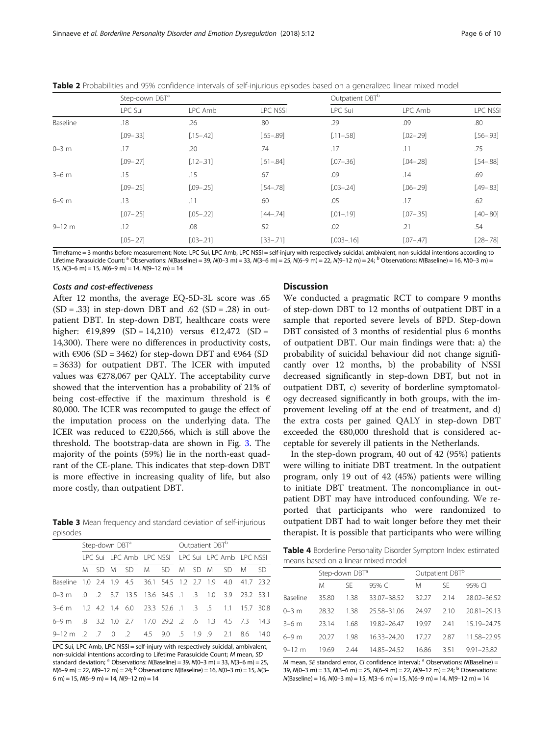**Table 2** Probabilities and 95% confidence intervals of self-injurious episodes based on a generalized linear mixed model

| | Step-down DBT[a] | | | Outpatient DBT[b] | | |
|---|---|---|---|---|---|---|
| | LPC Sui | LPC Amb | LPC NSSI | LPC Sui | LPC Amb | LPC NSSI |
| Baseline | .18 | .26 | .80 | .29 | .09 | .80 |
| | [.09–.33] | [.15–.42] | [.65–.89] | [.11–.58] | [.02–.29] | [.56–.93] |
| 0–3 m | .17 | .20 | .74 | .17 | .11 | .75 |
| | [.09–.27] | [.12–.31] | [.61–.84] | [.07–.36] | [.04–.28] | [.54–.88] |
| 3–6 m | .15 | .15 | .67 | .09 | .14 | .69 |
| | [.09–.25] | [.09–.25] | [.54–.78] | [.03–.24] | [.06–.29] | [.49–.83] |
| 6–9 m | .13 | .11 | .60 | .05 | .17 | .62 |
| | [.07–.25] | [.05–.22] | [.44–.74] | [.01–.19] | [.07–.35] | [.40–.80] |
| 9–12 m | .12 | .08 | .52 | .02 | .21 | .54 |
| | [.05–.27] | [.03–.21] | [.33–.71] | [.003–.16] | [.07–.47] | [.28–.78] |

Timeframe = 3 months before measurement; Note: LPC Sui, LPC Amb, LPC NSSI = self-injury with respectively suicidal, ambivalent, non-suicidal intentions according to Lifetime Parasuicide Count; [a] Observations: N(Baseline) = 39, N(0–3 m) = 33, N(3–6 m) = 25, N(6–9 m) = 22, N(9–12 m) = 24; [b] Observations: N(Baseline) = 16, N(0–3 m) = 15, N(3–6 m) = 15, N(6–9 m) = 14, N(9–12 m) = 14

#### Costs and cost-effectiveness

After 12 months, the average EQ-5D-3L score was .65 (SD = .33) in step-down DBT and .62 (SD = .28) in outpatient DBT. In step-down DBT, healthcare costs were higher: €19,899 (SD = 14,210) versus €12,472 (SD = 14,300). There were no differences in productivity costs, with €906 (SD = 3462) for step-down DBT and €964 (SD = 3633) for outpatient DBT. The ICER with imputed values was €278,067 per QALY. The acceptability curve showed that the intervention has a probability of 21% of being cost-effective if the maximum threshold is € 80,000. The ICER was recomputed to gauge the effect of the imputation process on the underlying data. The ICER was reduced to €220,566, which is still above the threshold. The bootstrap-data are shown in Fig. 3. The majority of the points (59%) lie in the north-east quadrant of the CE-plane. This indicates that step-down DBT is more effective in increasing quality of life, but also more costly, than outpatient DBT.

**Table 3** Mean frequency and standard deviation of self-injurious episodes

| | Step-down DBT[a] | | | | | | Outpatient DBT[b] | | | | | |
|---|---|---|---|---|---|---|---|---|---|---|---|---|
| | LPC Sui | | LPC Amb | | LPC NSSI | | LPC Sui | | LPC Amb | | LPC NSSI | |
| | M | SD | M | SD | M | SD | M | SD | M | SD | M | SD |
| Baseline | 1.0 | 2.4 | 1.9 | 4.5 | 36.1 | 54.5 | 1.2 | 2.7 | 1.9 | 4.0 | 41.7 | 23.2 |
| 0–3 m | .0 | .2 | 3.7 | 13.5 | 13.6 | 34.5 | .1 | .3 | 1.0 | 3.9 | 23.2 | 53.1 |
| 3–6 m | 1.2 | 4.2 | 1.4 | 6.0 | 23.3 | 52.6 | .1 | .3 | .5 | 1.1 | 15.7 | 30.8 |
| 6–9 m | .8 | 3.2 | 1.0 | 2.7 | 17.0 | 29.2 | .2 | .6 | 1.3 | 4.5 | 7.3 | 14.3 |
| 9–12 m | .2 | .7 | .0 | .2 | 4.5 | 9.0 | .5 | 1.9 | .9 | 2.1 | 8.6 | 14.0 |

LPC Sui, LPC Amb, LPC NSSI = self-injury with respectively suicidal, ambivalent, non-suicidal intentions according to Lifetime Parasuicide Count; M mean, SD standard deviation; [a] Observations: N(Baseline) = 39, N(0–3 m) = 33, N(3–6 m) = 25, N(6–9 m) = 22, N(9–12 m) = 24; [b] Observations: N(Baseline) = 16, N(0–3 m) = 15, N(3–6 m) = 15, N(6–9 m) = 14, N(9–12 m) = 14

## Discussion

We conducted a pragmatic RCT to compare 9 months of step-down DBT to 12 months of outpatient DBT in a sample that reported severe levels of BPD. Step-down DBT consisted of 3 months of residential plus 6 months of outpatient DBT. Our main findings were that: a) the probability of suicidal behaviour did not change significantly over 12 months, b) the probability of NSSI decreased significantly in step-down DBT, but not in outpatient DBT, c) severity of borderline symptomatology decreased significantly in both groups, with the improvement leveling off at the end of treatment, and d) the extra costs per gained QALY in step-down DBT exceeded the €80,000 threshold that is considered acceptable for severely ill patients in the Netherlands.

In the step-down program, 40 out of 42 (95%) patients were willing to initiate DBT treatment. In the outpatient program, only 19 out of 42 (45%) patients were willing to initiate DBT treatment. The noncompliance in outpatient DBT may have introduced confounding. We reported that participants who were randomized to outpatient DBT had to wait longer before they met their therapist. It is possible that participants who were willing

**Table 4** Borderline Personality Disorder Symptom Index: estimated means based on a linear mixed model

| | Step-down DBT[a] | | | Outpatient DBT[b] | | |
|---|---|---|---|---|---|---|
| | M | SE | 95% CI | M | SE | 95% CI |
| Baseline | 35.80 | 1.38 | 33.07–38.52 | 32.27 | 2.14 | 28.02–36.52 |
| 0–3 m | 28.32 | 1.38 | 25.58–31.06 | 24.97 | 2.10 | 20.81–29.13 |
| 3–6 m | 23.14 | 1.68 | 19.82–26.47 | 19.97 | 2.41 | 15.19–24.75 |
| 6–9 m | 20.27 | 1.98 | 16.33–24.20 | 17.27 | 2.87 | 11.58–22.95 |
| 9–12 m | 19.69 | 2.44 | 14.85–24.52 | 16.86 | 3.51 | 9.91–23.82 |

M mean, SE standard error, CI confidence interval; [a] Observations: N(Baseline) = 39, N(0–3 m) = 33, N(3–6 m) = 25, N(6–9 m) = 22, N(9–12 m) = 24; [b] Observations: N(Baseline) = 16, N(0–3 m) = 15, N(3–6 m) = 15, N(6–9 m) = 14, N(9–12 m) = 14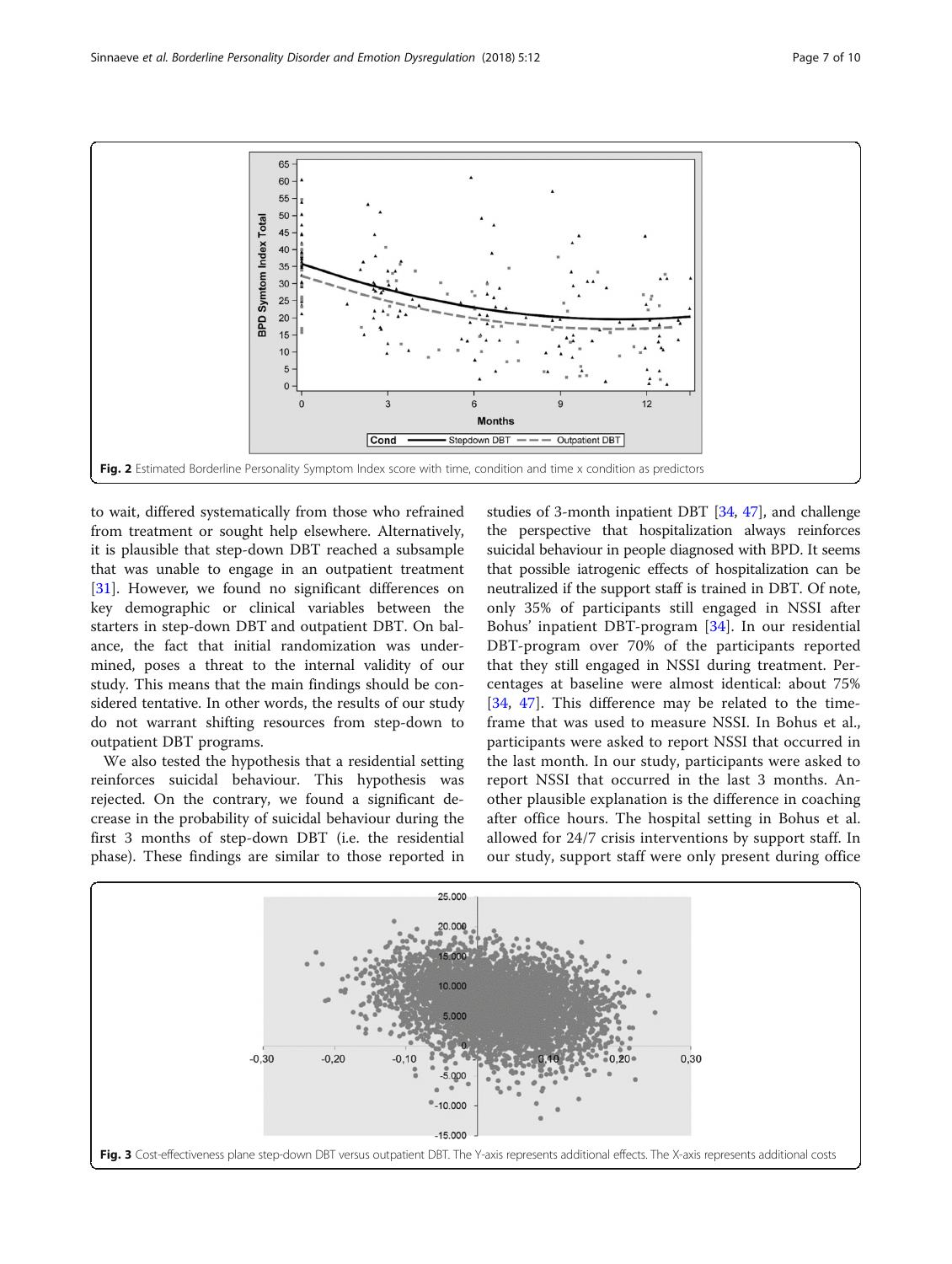Fig. 2 Estimated Borderline Personality Symptom Index score with time, condition and time x condition as predictors

to wait, differed systematically from those who refrained from treatment or sought help elsewhere. Alternatively, it is plausible that step-down DBT reached a subsample that was unable to engage in an outpatient treatment [31]. However, we found no significant differences on key demographic or clinical variables between the starters in step-down DBT and outpatient DBT. On balance, the fact that initial randomization was undermined, poses a threat to the internal validity of our study. This means that the main findings should be considered tentative. In other words, the results of our study do not warrant shifting resources from step-down to outpatient DBT programs.

We also tested the hypothesis that a residential setting reinforces suicidal behaviour. This hypothesis was rejected. On the contrary, we found a significant decrease in the probability of suicidal behaviour during the first 3 months of step-down DBT (i.e. the residential phase). These findings are similar to those reported in studies of 3-month inpatient DBT [34, 47], and challenge the perspective that hospitalization always reinforces suicidal behaviour in people diagnosed with BPD. It seems that possible iatrogenic effects of hospitalization can be neutralized if the support staff is trained in DBT. Of note, only 35% of participants still engaged in NSSI after Bohus' inpatient DBT-program [34]. In our residential DBT-program over 70% of the participants reported that they still engaged in NSSI during treatment. Percentages at baseline were almost identical: about 75% [34, 47]. This difference may be related to the timeframe that was used to measure NSSI. In Bohus et al., participants were asked to report NSSI that occurred in the last month. In our study, participants were asked to report NSSI that occurred in the last 3 months. Another plausible explanation is the difference in coaching after office hours. The hospital setting in Bohus et al. allowed for 24/7 crisis interventions by support staff. In our study, support staff were only present during office

Fig. 3 Cost-effectiveness plane step-down DBT versus outpatient DBT. The Y-axis represents additional effects. The X-axis represents additional costs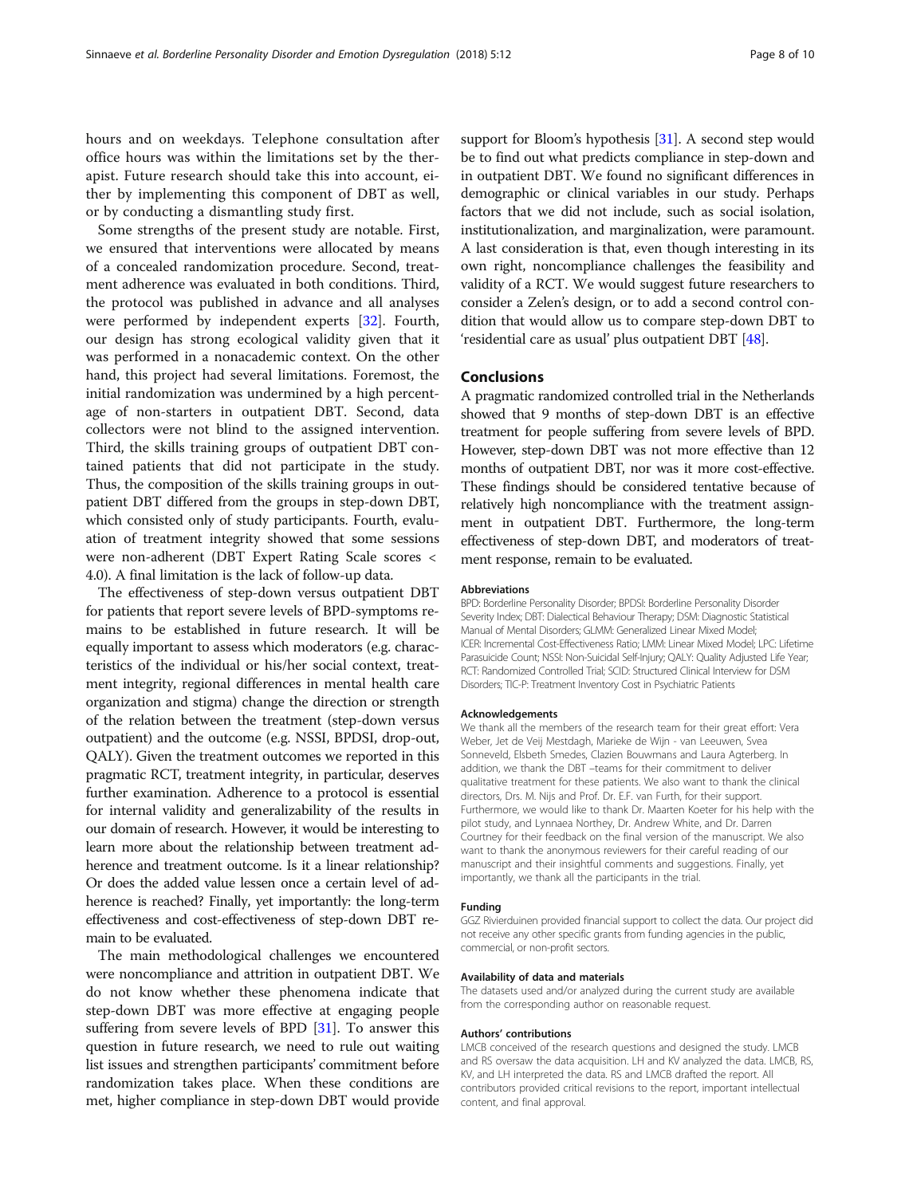hours and on weekdays. Telephone consultation after office hours was within the limitations set by the therapist. Future research should take this into account, either by implementing this component of DBT as well, or by conducting a dismantling study first.

Some strengths of the present study are notable. First, we ensured that interventions were allocated by means of a concealed randomization procedure. Second, treatment adherence was evaluated in both conditions. Third, the protocol was published in advance and all analyses were performed by independent experts [32]. Fourth, our design has strong ecological validity given that it was performed in a nonacademic context. On the other hand, this project had several limitations. Foremost, the initial randomization was undermined by a high percentage of non-starters in outpatient DBT. Second, data collectors were not blind to the assigned intervention. Third, the skills training groups of outpatient DBT contained patients that did not participate in the study. Thus, the composition of the skills training groups in outpatient DBT differed from the groups in step-down DBT, which consisted only of study participants. Fourth, evaluation of treatment integrity showed that some sessions were non-adherent (DBT Expert Rating Scale scores < 4.0). A final limitation is the lack of follow-up data.

The effectiveness of step-down versus outpatient DBT for patients that report severe levels of BPD-symptoms remains to be established in future research. It will be equally important to assess which moderators (e.g. characteristics of the individual or his/her social context, treatment integrity, regional differences in mental health care organization and stigma) change the direction or strength of the relation between the treatment (step-down versus outpatient) and the outcome (e.g. NSSI, BPDSI, drop-out, QALY). Given the treatment outcomes we reported in this pragmatic RCT, treatment integrity, in particular, deserves further examination. Adherence to a protocol is essential for internal validity and generalizability of the results in our domain of research. However, it would be interesting to learn more about the relationship between treatment adherence and treatment outcome. Is it a linear relationship? Or does the added value lessen once a certain level of adherence is reached? Finally, yet importantly: the long-term effectiveness and cost-effectiveness of step-down DBT remain to be evaluated.

The main methodological challenges we encountered were noncompliance and attrition in outpatient DBT. We do not know whether these phenomena indicate that step-down DBT was more effective at engaging people suffering from severe levels of BPD [31]. To answer this question in future research, we need to rule out waiting list issues and strengthen participants' commitment before randomization takes place. When these conditions are met, higher compliance in step-down DBT would provide support for Bloom's hypothesis [31]. A second step would be to find out what predicts compliance in step-down and in outpatient DBT. We found no significant differences in demographic or clinical variables in our study. Perhaps factors that we did not include, such as social isolation, institutionalization, and marginalization, were paramount. A last consideration is that, even though interesting in its own right, noncompliance challenges the feasibility and validity of a RCT. We would suggest future researchers to consider a Zelen's design, or to add a second control condition that would allow us to compare step-down DBT to 'residential care as usual' plus outpatient DBT [48].

## Conclusions

A pragmatic randomized controlled trial in the Netherlands showed that 9 months of step-down DBT is an effective treatment for people suffering from severe levels of BPD. However, step-down DBT was not more effective than 12 months of outpatient DBT, nor was it more cost-effective. These findings should be considered tentative because of relatively high noncompliance with the treatment assignment in outpatient DBT. Furthermore, the long-term effectiveness of step-down DBT, and moderators of treatment response, remain to be evaluated.

#### Abbreviations

BPD: Borderline Personality Disorder; BPDSI: Borderline Personality Disorder Severity Index; DBT: Dialectical Behaviour Therapy; DSM: Diagnostic Statistical Manual of Mental Disorders; GLMM: Generalized Linear Mixed Model; ICER: Incremental Cost-Effectiveness Ratio; LMM: Linear Mixed Model; LPC: Lifetime Parasuicide Count; NSSI: Non-Suicidal Self-Injury; QALY: Quality Adjusted Life Year; RCT: Randomized Controlled Trial; SCID: Structured Clinical Interview for DSM Disorders; TIC-P: Treatment Inventory Cost in Psychiatric Patients

#### Acknowledgements

We thank all the members of the research team for their great effort: Vera Weber, Jet de Veij Mestdagh, Marieke de Wijn - van Leeuwen, Svea Sonneveld, Elsbeth Smedes, Clazien Bouwmans and Laura Agterberg. In addition, we thank the DBT –teams for their commitment to deliver qualitative treatment for these patients. We also want to thank the clinical directors, Drs. M. Nijs and Prof. Dr. E.F. van Furth, for their support. Furthermore, we would like to thank Dr. Maarten Koeter for his help with the pilot study, and Lynnaea Northey, Dr. Andrew White, and Dr. Darren Courtney for their feedback on the final version of the manuscript. We also want to thank the anonymous reviewers for their careful reading of our manuscript and their insightful comments and suggestions. Finally, yet importantly, we thank all the participants in the trial.

#### Funding

GGZ Rivierduinen provided financial support to collect the data. Our project did not receive any other specific grants from funding agencies in the public, commercial, or non-profit sectors.

#### Availability of data and materials

The datasets used and/or analyzed during the current study are available from the corresponding author on reasonable request.

#### Authors' contributions

LMCB conceived of the research questions and designed the study. LMCB and RS oversaw the data acquisition. LH and KV analyzed the data. LMCB, RS, KV, and LH interpreted the data. RS and LMCB drafted the report. All contributors provided critical revisions to the report, important intellectual content, and final approval.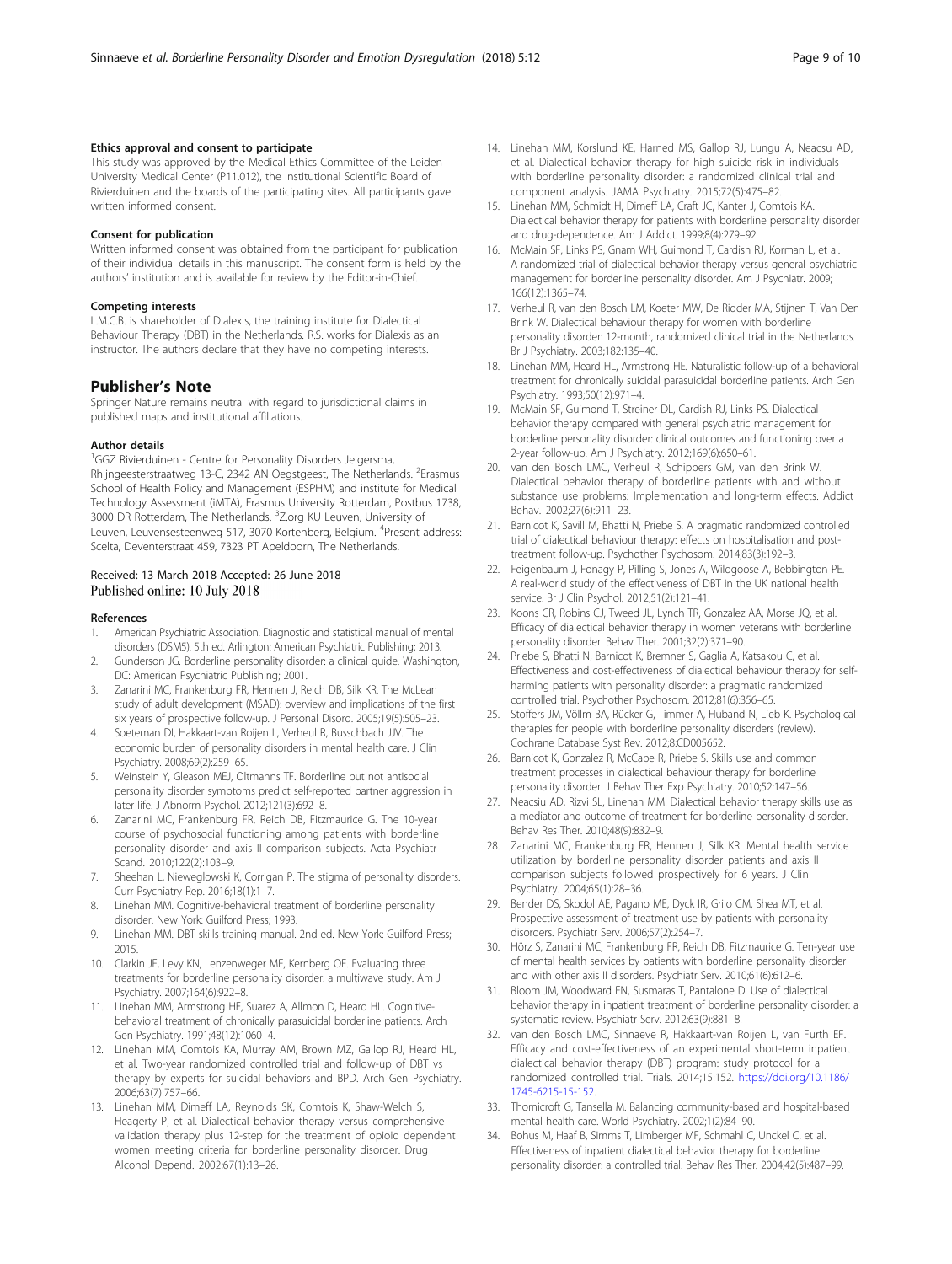#### Ethics approval and consent to participate

This study was approved by the Medical Ethics Committee of the Leiden University Medical Center (P11.012), the Institutional Scientific Board of Rivierduinen and the boards of the participating sites. All participants gave written informed consent.

#### Consent for publication

Written informed consent was obtained from the participant for publication of their individual details in this manuscript. The consent form is held by the authors' institution and is available for review by the Editor-in-Chief.

#### Competing interests

L.M.C.B. is shareholder of Dialexis, the training institute for Dialectical Behaviour Therapy (DBT) in the Netherlands. R.S. works for Dialexis as an instructor. The authors declare that they have no competing interests.

## Publisher's Note

Springer Nature remains neutral with regard to jurisdictional claims in published maps and institutional affiliations.

#### Author details

[1]GGZ Rivierduinen - Centre for Personality Disorders Jelgersma, Rhijngeesterstraatweg 13-C, 2342 AN Oegstgeest, The Netherlands. [2]Erasmus School of Health Policy and Management (ESPHM) and institute for Medical Technology Assessment (iMTA), Erasmus University Rotterdam, Postbus 1738, 3000 DR Rotterdam, The Netherlands. [3]Z.org KU Leuven, University of Leuven, Leuvensesteenweg 517, 3070 Kortenberg, Belgium. [4]Present address: Scelta, Deventerstraat 459, 7323 PT Apeldoorn, The Netherlands.

Received: 13 March 2018 Accepted: 26 June 2018
Published online: 10 July 2018

#### References

1. American Psychiatric Association. Diagnostic and statistical manual of mental disorders (DSM5). 5th ed. Arlington: American Psychiatric Publishing; 2013.
2. Gunderson JG. Borderline personality disorder: a clinical guide. Washington, DC: American Psychiatric Publishing; 2001.
3. Zanarini MC, Frankenburg FR, Hennen J, Reich DB, Silk KR. The McLean study of adult development (MSAD): overview and implications of the first six years of prospective follow-up. J Personal Disord. 2005;19(5):505–23.
4. Soeteman DI, Hakkaart-van Roijen L, Verheul R, Busschbach JJV. The economic burden of personality disorders in mental health care. J Clin Psychiatry. 2008;69(2):259–65.
5. Weinstein Y, Gleason MEJ, Oltmanns TF. Borderline but not antisocial personality disorder symptoms predict self-reported partner aggression in later life. J Abnorm Psychol. 2012;121(3):692–8.
6. Zanarini MC, Frankenburg FR, Reich DB, Fitzmaurice G. The 10-year course of psychosocial functioning among patients with borderline personality disorder and axis II comparison subjects. Acta Psychiatr Scand. 2010;122(2):103–9.
7. Sheehan L, Nieweglowski K, Corrigan P. The stigma of personality disorders. Curr Psychiatry Rep. 2016;18(1):1–7.
8. Linehan MM. Cognitive-behavioral treatment of borderline personality disorder. New York: Guilford Press; 1993.
9. Linehan MM. DBT skills training manual. 2nd ed. New York: Guilford Press; 2015.
10. Clarkin JF, Levy KN, Lenzenweger MF, Kernberg OF. Evaluating three treatments for borderline personality disorder: a multiwave study. Am J Psychiatry. 2007;164(6):922–8.
11. Linehan MM, Armstrong HE, Suarez A, Allmon D, Heard HL. Cognitive-behavioral treatment of chronically parasuicidal borderline patients. Arch Gen Psychiatry. 1991;48(12):1060–4.
12. Linehan MM, Comtois KA, Murray AM, Brown MZ, Gallop RJ, Heard HL, et al. Two-year randomized controlled trial and follow-up of DBT vs therapy by experts for suicidal behaviors and BPD. Arch Gen Psychiatry. 2006;63(7):757–66.
13. Linehan MM, Dimeff LA, Reynolds SK, Comtois K, Shaw-Welch S, Heagerty P, et al. Dialectical behavior therapy versus comprehensive validation therapy plus 12-step for the treatment of opioid dependent women meeting criteria for borderline personality disorder. Drug Alcohol Depend. 2002;67(1):13–26.
14. Linehan MM, Korslund KE, Harned MS, Gallop RJ, Lungu A, Neacsu AD, et al. Dialectical behavior therapy for high suicide risk in individuals with borderline personality disorder: a randomized clinical trial and component analysis. JAMA Psychiatry. 2015;72(5):475–82.
15. Linehan MM, Schmidt H, Dimeff LA, Craft JC, Kanter J, Comtois KA. Dialectical behavior therapy for patients with borderline personality disorder and drug-dependence. Am J Addict. 1999;8(4):279–92.
16. McMain SF, Links PS, Gnam WH, Guimond T, Cardish RJ, Korman L, et al. A randomized trial of dialectical behavior therapy versus general psychiatric management for borderline personality disorder. Am J Psychiatr. 2009; 166(12):1365–74.
17. Verheul R, van den Bosch LM, Koeter MW, De Ridder MA, Stijnen T, Van Den Brink W. Dialectical behaviour therapy for women with borderline personality disorder: 12-month, randomized clinical trial in the Netherlands. Br J Psychiatry. 2003;182:135–40.
18. Linehan MM, Heard HL, Armstrong HE. Naturalistic follow-up of a behavioral treatment for chronically suicidal parasuicidal borderline patients. Arch Gen Psychiatry. 1993;50(12):971–4.
19. McMain SF, Guimond T, Streiner DL, Cardish RJ, Links PS. Dialectical behavior therapy compared with general psychiatric management for borderline personality disorder: clinical outcomes and functioning over a 2-year follow-up. Am J Psychiatry. 2012;169(6):650–61.
20. van den Bosch LMC, Verheul R, Schippers GM, van den Brink W. Dialectical behavior therapy of borderline patients with and without substance use problems: Implementation and long-term effects. Addict Behav. 2002;27(6):911–23.
21. Barnicot K, Savill M, Bhatti N, Priebe S. A pragmatic randomized controlled trial of dialectical behaviour therapy: effects on hospitalisation and post-treatment follow-up. Psychother Psychosom. 2014;83(3):192–3.
22. Feigenbaum J, Fonagy P, Pilling S, Jones A, Wildgoose A, Bebbington PE. A real-world study of the effectiveness of DBT in the UK national health service. Br J Clin Psychol. 2012;51(2):121–41.
23. Koons CR, Robins CJ, Tweed JL, Lynch TR, Gonzalez AA, Morse JQ, et al. Efficacy of dialectical behavior therapy in women veterans with borderline personality disorder. Behav Ther. 2001;32(2):371–90.
24. Priebe S, Bhatti N, Barnicot K, Bremner S, Gaglia A, Katsakou C, et al. Effectiveness and cost-effectiveness of dialectical behaviour therapy for self-harming patients with personality disorder: a pragmatic randomized controlled trial. Psychother Psychosom. 2012;81(6):356–65.
25. Stoffers JM, Völlm BA, Rücker G, Timmer A, Huband N, Lieb K. Psychological therapies for people with borderline personality disorders (review). Cochrane Database Syst Rev. 2012;8:CD005652.
26. Barnicot K, Gonzalez R, McCabe R, Priebe S. Skills use and common treatment processes in dialectical behaviour therapy for borderline personality disorder. J Behav Ther Exp Psychiatry. 2010;52:147–56.
27. Neacsiu AD, Rizvi SL, Linehan MM. Dialectical behavior therapy skills use as a mediator and outcome of treatment for borderline personality disorder. Behav Res Ther. 2010;48(9):832–9.
28. Zanarini MC, Frankenburg FR, Hennen J, Silk KR. Mental health service utilization by borderline personality disorder patients and axis II comparison subjects followed prospectively for 6 years. J Clin Psychiatry. 2004;65(1):28–36.
29. Bender DS, Skodol AE, Pagano ME, Dyck IR, Grilo CM, Shea MT, et al. Prospective assessment of treatment use by patients with personality disorders. Psychiatr Serv. 2006;57(2):254–7.
30. Hörz S, Zanarini MC, Frankenburg FR, Reich DB, Fitzmaurice G. Ten-year use of mental health services by patients with borderline personality disorder and with other axis II disorders. Psychiatr Serv. 2010;61(6):612–6.
31. Bloom JM, Woodward EN, Susmaras T, Pantalone D. Use of dialectical behavior therapy in inpatient treatment of borderline personality disorder: a systematic review. Psychiatr Serv. 2012;63(9):881–8.
32. van den Bosch LMC, Sinnaeve R, Hakkaart-van Roijen L, van Furth EF. Efficacy and cost-effectiveness of an experimental short-term inpatient dialectical behavior therapy (DBT) program: study protocol for a randomized controlled trial. Trials. 2014;15:152. https://doi.org/10.1186/1745-6215-15-152.
33. Thornicroft G, Tansella M. Balancing community-based and hospital-based mental health care. World Psychiatry. 2002;1(2):84–90.
34. Bohus M, Haaf B, Simms T, Limberger MF, Schmahl C, Unckel C, et al. Effectiveness of inpatient dialectical behavior therapy for borderline personality disorder: a controlled trial. Behav Res Ther. 2004;42(5):487–99.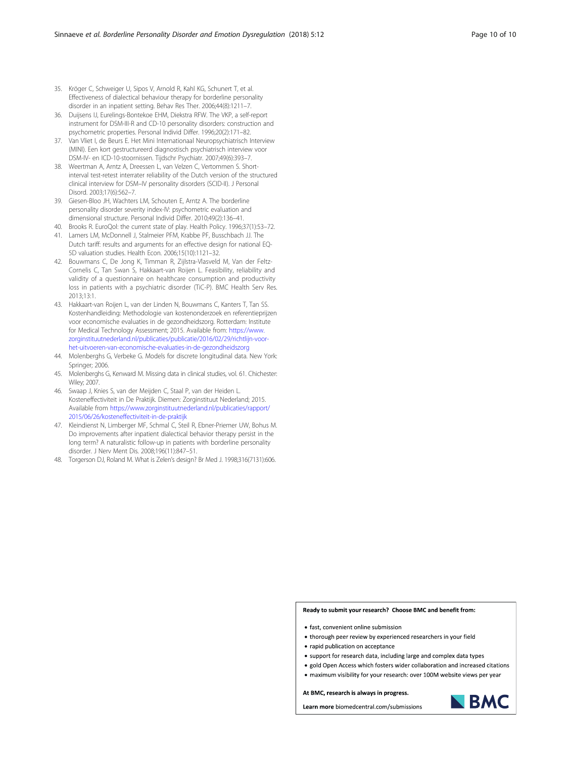35. Kröger C, Schweiger U, Sipos V, Arnold R, Kahl KG, Schunert T, et al. Effectiveness of dialectical behaviour therapy for borderline personality disorder in an inpatient setting. Behav Res Ther. 2006;44(8):1211–7.
36. Duijsens IJ, Eurelings-Bontekoe EHM, Diekstra RFW. The VKP, a self-report instrument for DSM-III-R and CD-10 personality disorders: construction and psychometric properties. Personal Individ Differ. 1996;20(2):171–82.
37. Van Vliet I, de Beurs E. Het Mini Internationaal Neuropsychiatrisch Interview (MINI). Een kort gestructureerd diagnostisch psychiatrisch interview voor DSM-IV- en ICD-10-stoornissen. Tijdschr Psychiatr. 2007;49(6):393–7.
38. Weertman A, Arntz A, Dreessen L, van Velzen C, Vertommen S. Short-interval test-retest interrater reliability of the Dutch version of the structured clinical interview for DSM–IV personality disorders (SCID-II). J Personal Disord. 2003;17(6):562–7.
39. Giesen-Bloo JH, Wachters LM, Schouten E, Arntz A. The borderline personality disorder severity index-IV: psychometric evaluation and dimensional structure. Personal Individ Differ. 2010;49(2):136–41.
40. Brooks R. EuroQol: the current state of play. Health Policy. 1996;37(1):53–72.
41. Lamers LM, McDonnell J, Stalmeier PFM, Krabbe PF, Busschbach JJ. The Dutch tariff: results and arguments for an effective design for national EQ-5D valuation studies. Health Econ. 2006;15(10):1121–32.
42. Bouwmans C, De Jong K, Timman R, Zijlstra-Vlasveld M, Van der Feltz-Cornelis C, Tan Swan S, Hakkaart-van Roijen L. Feasibility, reliability and validity of a questionnaire on healthcare consumption and productivity loss in patients with a psychiatric disorder (TiC-P). BMC Health Serv Res. 2013;13:1.
43. Hakkaart-van Roijen L, van der Linden N, Bouwmans C, Kanters T, Tan SS. Kostenhandleiding: Methodologie van kostenonderzoek en referentieprijzen voor economische evaluaties in de gezondheidszorg. Rotterdam: Institute for Medical Technology Assessment; 2015. Available from: https://www.zorginstituutnederland.nl/publicaties/publicatie/2016/02/29/richtlijn-voor-het-uitvoeren-van-economische-evaluaties-in-de-gezondheidszorg
44. Molenberghs G, Verbeke G. Models for discrete longitudinal data. New York: Springer; 2006.
45. Molenberghs G, Kenward M. Missing data in clinical studies, vol. 61. Chichester: Wiley; 2007.
46. Swaap J, Knies S, van der Meijden C, Staal P, van der Heiden L. Kosteneffectiviteit in De Praktijk. Diemen: Zorginstituut Nederland; 2015. Available from https://www.zorginstituutnederland.nl/publicaties/rapport/2015/06/26/kosteneffectiviteit-in-de-praktijk
47. Kleindienst N, Limberger MF, Schmal C, Steil R, Ebner-Priemer UW, Bohus M. Do improvements after inpatient dialectical behavior therapy persist in the long term? A naturalistic follow-up in patients with borderline personality disorder. J Nerv Ment Dis. 2008;196(11):847–51.
48. Torgerson DJ, Roland M. What is Zelen's design? Br Med J. 1998;316(7131):606.

**Ready to submit your research? Choose BMC and benefit from:**

- fast, convenient online submission
- thorough peer review by experienced researchers in your field
- rapid publication on acceptance
- support for research data, including large and complex data types
- gold Open Access which fosters wider collaboration and increased citations
- maximum visibility for your research: over 100M website views per year

**At BMC, research is always in progress.**

**Learn more** biomedcentral.com/submissions

BMC